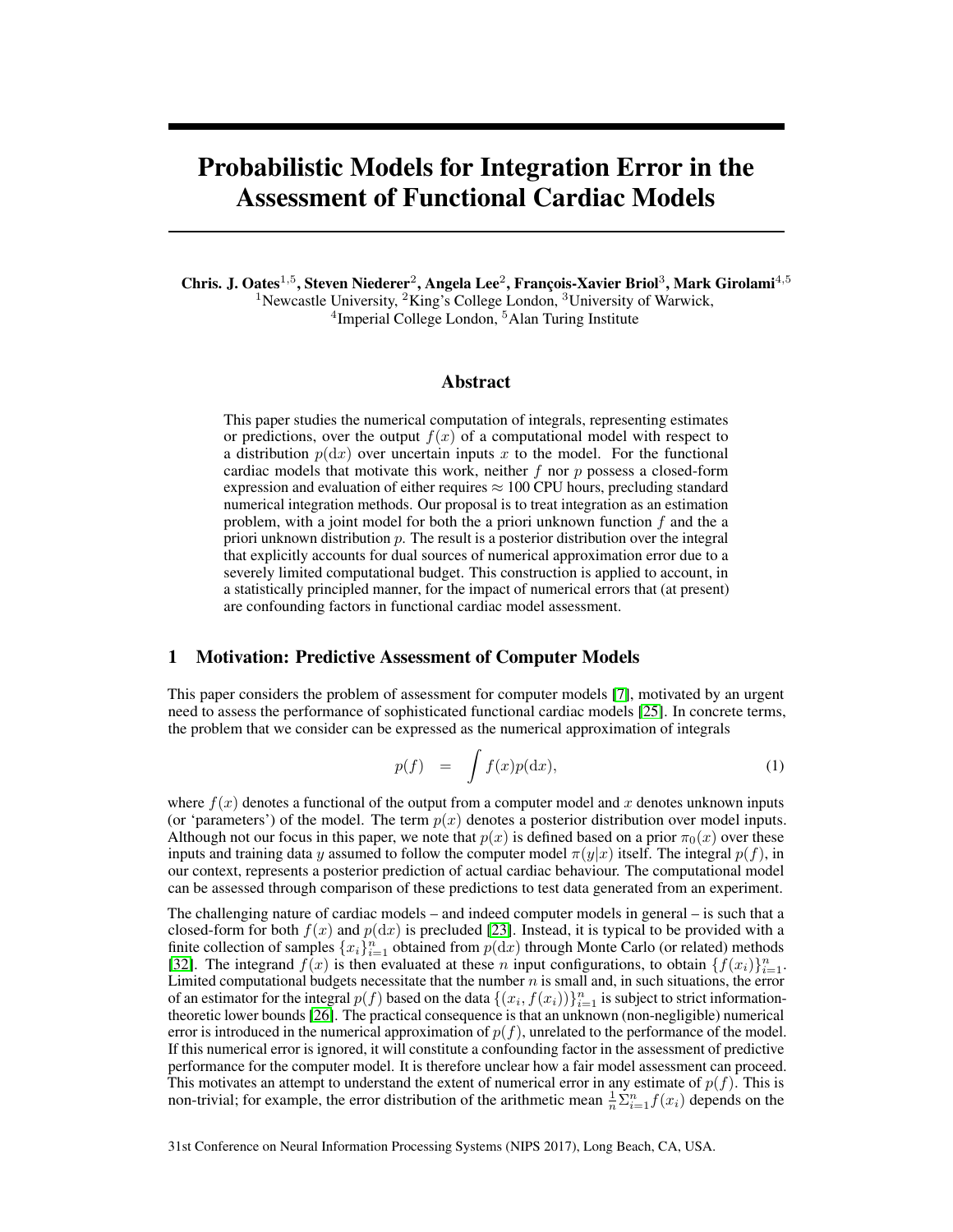# Probabilistic Models for Integration Error in the Assessment of Functional Cardiac Models

**Chris. J. Oates**[1,5], **Steven Niederer**[2], **Angela Lee**[2], **François-Xavier Briol**[3], **Mark Girolami**[4,5]

[1]Newcastle University, [2]King's College London, [3]University of Warwick,
[4]Imperial College London, [5]Alan Turing Institute

## Abstract

This paper studies the numerical computation of integrals, representing estimates or predictions, over the output $f(x)$ of a computational model with respect to a distribution $p(\mathrm{d}x)$ over uncertain inputs $x$ to the model. For the functional cardiac models that motivate this work, neither $f$ nor $p$ possess a closed-form expression and evaluation of either requires $\approx$ 100 CPU hours, precluding standard numerical integration methods. Our proposal is to treat integration as an estimation problem, with a joint model for both the a priori unknown function $f$ and the a priori unknown distribution $p$. The result is a posterior distribution over the integral that explicitly accounts for dual sources of numerical approximation error due to a severely limited computational budget. This construction is applied to account, in a statistically principled manner, for the impact of numerical errors that (at present) are confounding factors in functional cardiac model assessment.

## 1 Motivation: Predictive Assessment of Computer Models

This paper considers the problem of assessment for computer models [7], motivated by an urgent need to assess the performance of sophisticated functional cardiac models [25]. In concrete terms, the problem that we consider can be expressed as the numerical approximation of integrals

$$p(f) \quad = \quad \int f(x)p(\mathrm{d}x), \tag{1}$$

where $f(x)$ denotes a functional of the output from a computer model and $x$ denotes unknown inputs (or 'parameters') of the model. The term $p(x)$ denotes a posterior distribution over model inputs. Although not our focus in this paper, we note that $p(x)$ is defined based on a prior $\pi_0(x)$ over these inputs and training data $y$ assumed to follow the computer model $\pi(y|x)$ itself. The integral $p(f)$, in our context, represents a posterior prediction of actual cardiac behaviour. The computational model can be assessed through comparison of these predictions to test data generated from an experiment.

The challenging nature of cardiac models – and indeed computer models in general – is such that a closed-form for both $f(x)$ and $p(\mathrm{d}x)$ is precluded [23]. Instead, it is typical to be provided with a finite collection of samples $\{x_i\}_{i=1}^n$ obtained from $p(\mathrm{d}x)$ through Monte Carlo (or related) methods [32]. The integrand $f(x)$ is then evaluated at these $n$ input configurations, to obtain $\{f(x_i)\}_{i=1}^n$. Limited computational budgets necessitate that the number $n$ is small and, in such situations, the error of an estimator for the integral $p(f)$ based on the data $\{(x_i, f(x_i))\}_{i=1}^n$ is subject to strict information-theoretic lower bounds [26]. The practical consequence is that an unknown (non-negligible) numerical error is introduced in the numerical approximation of $p(f)$, unrelated to the performance of the model. If this numerical error is ignored, it will constitute a confounding factor in the assessment of predictive performance for the computer model. It is therefore unclear how a fair model assessment can proceed. This motivates an attempt to understand the extent of numerical error in any estimate of $p(f)$. This is non-trivial; for example, the error distribution of the arithmetic mean $\frac{1}{n}\Sigma_{i=1}^n f(x_i)$ depends on the

31st Conference on Neural Information Processing Systems (NIPS 2017), Long Beach, CA, USA.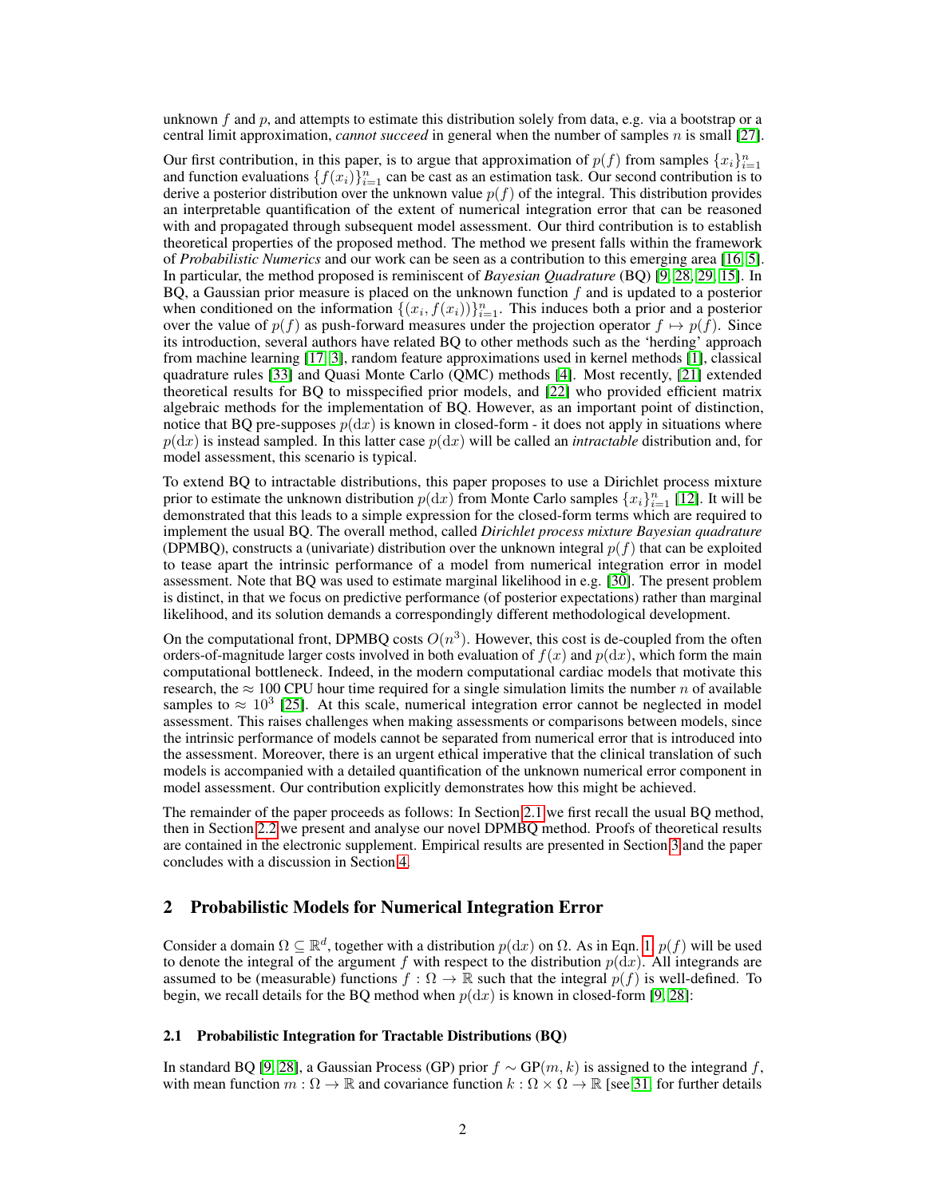unknown $f$ and $p$, and attempts to estimate this distribution solely from data, e.g. via a bootstrap or a central limit approximation, *cannot succeed* in general when the number of samples $n$ is small [27].

Our first contribution, in this paper, is to argue that approximation of $p(f)$ from samples $\{x_i\}_{i=1}^n$ and function evaluations $\{f(x_i)\}_{i=1}^n$ can be cast as an estimation task. Our second contribution is to derive a posterior distribution over the unknown value $p(f)$ of the integral. This distribution provides an interpretable quantification of the extent of numerical integration error that can be reasoned with and propagated through subsequent model assessment. Our third contribution is to establish theoretical properties of the proposed method. The method we present falls within the framework of *Probabilistic Numerics* and our work can be seen as a contribution to this emerging area [16, 5]. In particular, the method proposed is reminiscent of *Bayesian Quadrature* (BQ) [9, 28, 29, 15]. In BQ, a Gaussian prior measure is placed on the unknown function $f$ and is updated to a posterior when conditioned on the information $\{(x_i, f(x_i))\}_{i=1}^n$. This induces both a prior and a posterior over the value of $p(f)$ as push-forward measures under the projection operator $f \mapsto p(f)$. Since its introduction, several authors have related BQ to other methods such as the 'herding' approach from machine learning [17, 3], random feature approximations used in kernel methods [1], classical quadrature rules [33] and Quasi Monte Carlo (QMC) methods [4]. Most recently, [21] extended theoretical results for BQ to misspecified prior models, and [22] who provided efficient matrix algebraic methods for the implementation of BQ. However, as an important point of distinction, notice that BQ pre-supposes $p(\mathrm{d}x)$ is known in closed-form - it does not apply in situations where $p(\mathrm{d}x)$ is instead sampled. In this latter case $p(\mathrm{d}x)$ will be called an *intractable* distribution and, for model assessment, this scenario is typical.

To extend BQ to intractable distributions, this paper proposes to use a Dirichlet process mixture prior to estimate the unknown distribution $p(\mathrm{d}x)$ from Monte Carlo samples $\{x_i\}_{i=1}^n$ [12]. It will be demonstrated that this leads to a simple expression for the closed-form terms which are required to implement the usual BQ. The overall method, called *Dirichlet process mixture Bayesian quadrature* (DPMBQ), constructs a (univariate) distribution over the unknown integral $p(f)$ that can be exploited to tease apart the intrinsic performance of a model from numerical integration error in model assessment. Note that BQ was used to estimate marginal likelihood in e.g. [30]. The present problem is distinct, in that we focus on predictive performance (of posterior expectations) rather than marginal likelihood, and its solution demands a correspondingly different methodological development.

On the computational front, DPMBQ costs $O(n^3)$. However, this cost is de-coupled from the often orders-of-magnitude larger costs involved in both evaluation of $f(x)$ and $p(\mathrm{d}x)$, which form the main computational bottleneck. Indeed, in the modern computational cardiac models that motivate this research, the $\approx 100$ CPU hour time required for a single simulation limits the number $n$ of available samples to $\approx 10^3$ [25]. At this scale, numerical integration error cannot be neglected in model assessment. This raises challenges when making assessments or comparisons between models, since the intrinsic performance of models cannot be separated from numerical error that is introduced into the assessment. Moreover, there is an urgent ethical imperative that the clinical translation of such models is accompanied with a detailed quantification of the unknown numerical error component in model assessment. Our contribution explicitly demonstrates how this might be achieved.

The remainder of the paper proceeds as follows: In Section 2.1 we first recall the usual BQ method, then in Section 2.2 we present and analyse our novel DPMBQ method. Proofs of theoretical results are contained in the electronic supplement. Empirical results are presented in Section 3 and the paper concludes with a discussion in Section 4.

## 2 Probabilistic Models for Numerical Integration Error

Consider a domain $\Omega \subseteq \mathbb{R}^d$, together with a distribution $p(\mathrm{d}x)$ on $\Omega$. As in Eqn. 1, $p(f)$ will be used to denote the integral of the argument $f$ with respect to the distribution $p(\mathrm{d}x)$. All integrands are assumed to be (measurable) functions $f : \Omega \to \mathbb{R}$ such that the integral $p(f)$ is well-defined. To begin, we recall details for the BQ method when $p(\mathrm{d}x)$ is known in closed-form [9, 28]:

### 2.1 Probabilistic Integration for Tractable Distributions (BQ)

In standard BQ [9, 28], a Gaussian Process (GP) prior $f \sim \mathrm{GP}(m, k)$ is assigned to the integrand $f$, with mean function $m : \Omega \to \mathbb{R}$ and covariance function $k : \Omega \times \Omega \to \mathbb{R}$ [see 31, for further details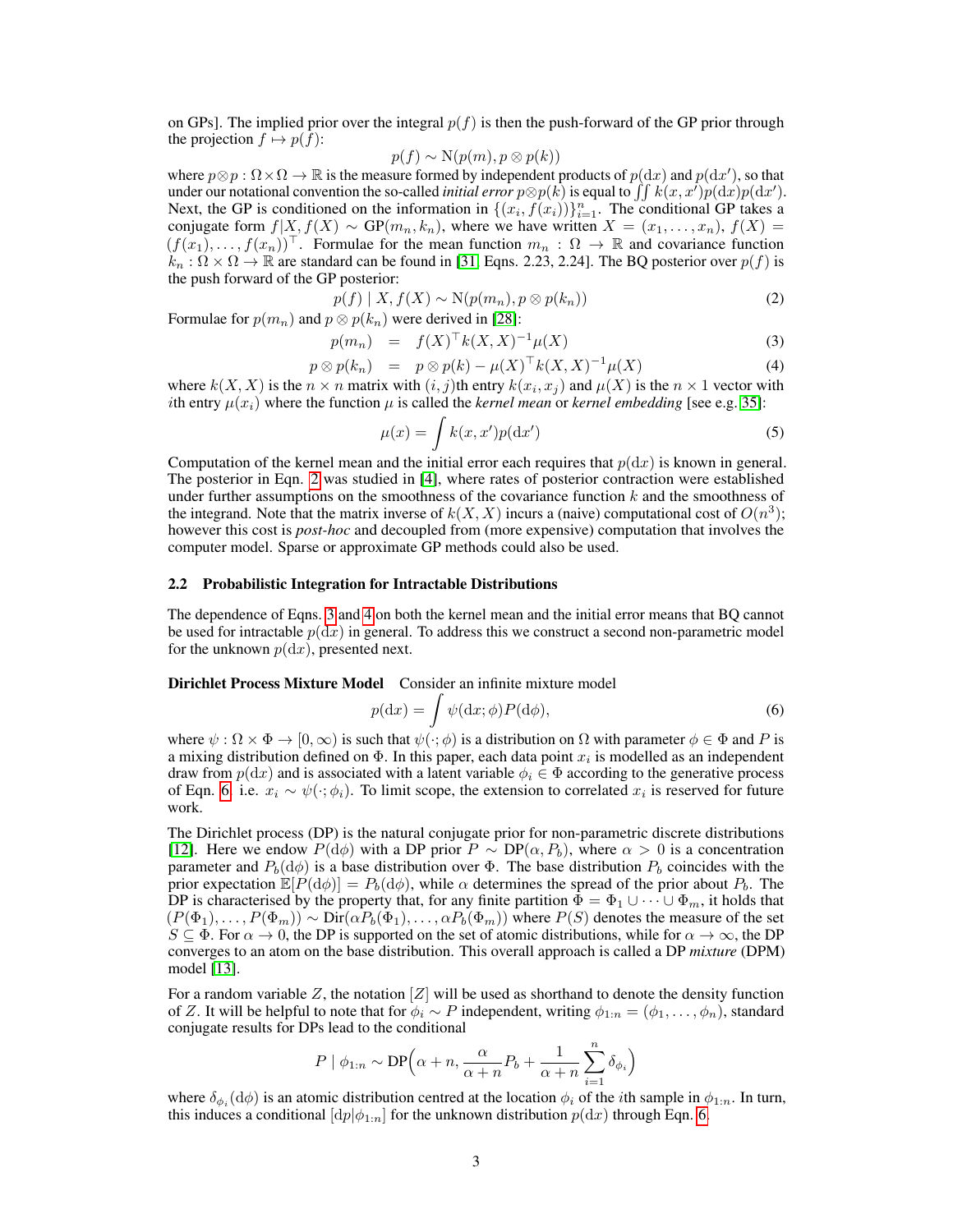on GPs]. The implied prior over the integral $p(f)$ is then the push-forward of the GP prior through the projection $f \mapsto p(f)$:

$$p(f) \sim \mathrm{N}(p(m), p \otimes p(k))$$

where $p \otimes p : \Omega \times \Omega \to \mathbb{R}$ is the measure formed by independent products of $p(\mathrm{d}x)$ and $p(\mathrm{d}x')$, so that under our notational convention the so-called *initial error* $p \otimes p(k)$ is equal to $\iint k(x, x') p(\mathrm{d}x) p(\mathrm{d}x')$. Next, the GP is conditioned on the information in $\{(x_i, f(x_i))\}_{i=1}^n$. The conditional GP takes a conjugate form $f | X, f(X) \sim \mathrm{GP}(m_n, k_n)$, where we have written $X = (x_1, \ldots, x_n)$, $f(X) = (f(x_1), \ldots, f(x_n))^\top$. Formulae for the mean function $m_n : \Omega \to \mathbb{R}$ and covariance function $k_n : \Omega \times \Omega \to \mathbb{R}$ are standard can be found in [31, Eqns. 2.23, 2.24]. The BQ posterior over $p(f)$ is the push forward of the GP posterior:

$$p(f) \mid X, f(X) \sim \mathrm{N}(p(m_n), p \otimes p(k_n)) \tag{2}$$

Formulae for $p(m_n)$ and $p \otimes p(k_n)$ were derived in [28]:

$$p(m_n) \;=\; f(X)^\top k(X, X)^{-1} \mu(X) \tag{3}$$

$$p \otimes p(k_n) \;=\; p \otimes p(k) - \mu(X)^\top k(X, X)^{-1} \mu(X) \tag{4}$$

where $k(X, X)$ is the $n \times n$ matrix with $(i, j)$th entry $k(x_i, x_j)$ and $\mu(X)$ is the $n \times 1$ vector with $i$th entry $\mu(x_i)$ where the function $\mu$ is called the *kernel mean* or *kernel embedding* [see e.g. [35]]:

$$\mu(x) = \int k(x, x') p(\mathrm{d}x') \tag{5}$$

Computation of the kernel mean and the initial error each requires that $p(\mathrm{d}x)$ is known in general. The posterior in Eqn. 2 was studied in [4], where rates of posterior contraction were established under further assumptions on the smoothness of the covariance function $k$ and the smoothness of the integrand. Note that the matrix inverse of $k(X, X)$ incurs a (naive) computational cost of $O(n^3)$; however this cost is *post-hoc* and decoupled from (more expensive) computation that involves the computer model. Sparse or approximate GP methods could also be used.

### 2.2 Probabilistic Integration for Intractable Distributions

The dependence of Eqns. 3 and 4 on both the kernel mean and the initial error means that BQ cannot be used for intractable $p(\mathrm{d}x)$ in general. To address this we construct a second non-parametric model for the unknown $p(\mathrm{d}x)$, presented next.

**Dirichlet Process Mixture Model** Consider an infinite mixture model

$$p(\mathrm{d}x) = \int \psi(\mathrm{d}x; \phi) P(\mathrm{d}\phi), \tag{6}$$

where $\psi : \Omega \times \Phi \to [0, \infty)$ is such that $\psi(\cdot; \phi)$ is a distribution on $\Omega$ with parameter $\phi \in \Phi$ and $P$ is a mixing distribution defined on $\Phi$. In this paper, each data point $x_i$ is modelled as an independent draw from $p(\mathrm{d}x)$ and is associated with a latent variable $\phi_i \in \Phi$ according to the generative process of Eqn. 6, i.e. $x_i \sim \psi(\cdot; \phi_i)$. To limit scope, the extension to correlated $x_i$ is reserved for future work.

The Dirichlet process (DP) is the natural conjugate prior for non-parametric discrete distributions [12]. Here we endow $P(\mathrm{d}\phi)$ with a DP prior $P \sim \mathrm{DP}(\alpha, P_b)$, where $\alpha > 0$ is a concentration parameter and $P_b(\mathrm{d}\phi)$ is a base distribution over $\Phi$. The base distribution $P_b$ coincides with the prior expectation $\mathbb{E}[P(\mathrm{d}\phi)] = P_b(\mathrm{d}\phi)$, while $\alpha$ determines the spread of the prior about $P_b$. The DP is characterised by the property that, for any finite partition $\Phi = \Phi_1 \cup \cdots \cup \Phi_m$, it holds that $(P(\Phi_1), \ldots, P(\Phi_m)) \sim \mathrm{Dir}(\alpha P_b(\Phi_1), \ldots, \alpha P_b(\Phi_m))$ where $P(S)$ denotes the measure of the set $S \subseteq \Phi$. For $\alpha \to 0$, the DP is supported on the set of atomic distributions, while for $\alpha \to \infty$, the DP converges to an atom on the base distribution. This overall approach is called a DP *mixture* (DPM) model [13].

For a random variable $Z$, the notation $[Z]$ will be used as shorthand to denote the density function of $Z$. It will be helpful to note that for $\phi_i \sim P$ independent, writing $\phi_{1:n} = (\phi_1, \ldots, \phi_n)$, standard conjugate results for DPs lead to the conditional

$$P \mid \phi_{1:n} \sim \mathrm{DP}\Big(\alpha + n, \frac{\alpha}{\alpha + n} P_b + \frac{1}{\alpha + n} \sum_{i=1}^n \delta_{\phi_i}\Big)$$

where $\delta_{\phi_i}(\mathrm{d}\phi)$ is an atomic distribution centred at the location $\phi_i$ of the $i$th sample in $\phi_{1:n}$. In turn, this induces a conditional $[\mathrm{d}p | \phi_{1:n}]$ for the unknown distribution $p(\mathrm{d}x)$ through Eqn. 6.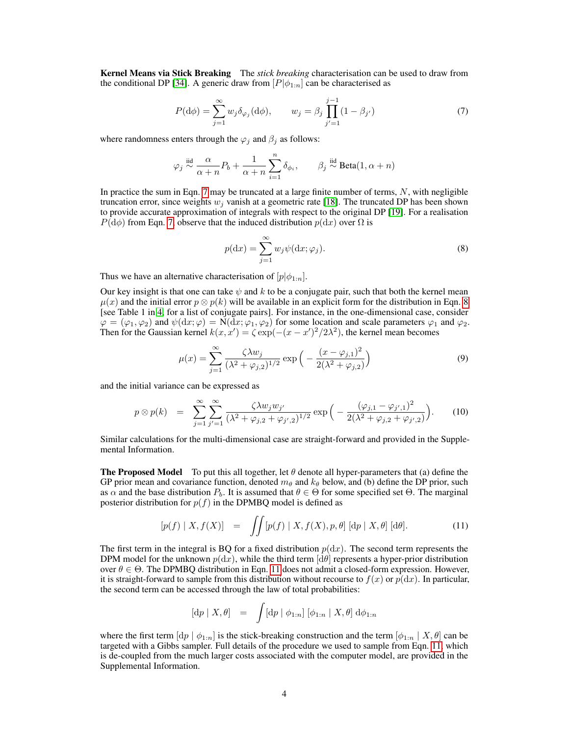**Kernel Means via Stick Breaking** The *stick breaking* characterisation can be used to draw from the conditional DP [34]. A generic draw from $[P|\phi_{1:n}]$ can be characterised as

$$P(\mathrm{d}\phi) = \sum_{j=1}^{\infty} w_j \delta_{\varphi_j}(\mathrm{d}\phi), \qquad w_j = \beta_j \prod_{j'=1}^{j-1}(1-\beta_{j'}) \tag{7}$$

where randomness enters through the $\varphi_j$ and $\beta_j$ as follows:

$$\varphi_j \overset{\text{iid}}{\sim} \frac{\alpha}{\alpha+n} P_b + \frac{1}{\alpha+n}\sum_{i=1}^{n}\delta_{\phi_i}, \qquad \beta_j \overset{\text{iid}}{\sim} \text{Beta}(1, \alpha+n)$$

In practice the sum in Eqn. 7 may be truncated at a large finite number of terms, $N$, with negligible truncation error, since weights $w_j$ vanish at a geometric rate [18]. The truncated DP has been shown to provide accurate approximation of integrals with respect to the original DP [19]. For a realisation $P(\mathrm{d}\phi)$ from Eqn. 7, observe that the induced distribution $p(\mathrm{d}x)$ over $\Omega$ is

$$p(\mathrm{d}x) = \sum_{j=1}^{\infty} w_j \psi(\mathrm{d}x; \varphi_j). \tag{8}$$

Thus we have an alternative characterisation of $[p|\phi_{1:n}]$.

Our key insight is that one can take $\psi$ and $k$ to be a conjugate pair, such that both the kernel mean $\mu(x)$ and the initial error $p \otimes p(k)$ will be available in an explicit form for the distribution in Eqn. 8 [see Table 1 in 4, for a list of conjugate pairs]. For instance, in the one-dimensional case, consider $\varphi = (\varphi_1, \varphi_2)$ and $\psi(\mathrm{d}x; \varphi) = \mathrm{N}(\mathrm{d}x; \varphi_1, \varphi_2)$ for some location and scale parameters $\varphi_1$ and $\varphi_2$. Then for the Gaussian kernel $k(x, x') = \zeta \exp(-(x-x')^2/2\lambda^2)$, the kernel mean becomes

$$\mu(x) = \sum_{j=1}^{\infty} \frac{\zeta \lambda w_j}{(\lambda^2 + \varphi_{j,2})^{1/2}} \exp\Big(-\frac{(x-\varphi_{j,1})^2}{2(\lambda^2+\varphi_{j,2})}\Big) \tag{9}$$

and the initial variance can be expressed as

$$p \otimes p(k) \quad = \quad \sum_{j=1}^{\infty}\sum_{j'=1}^{\infty} \frac{\zeta\lambda w_j w_{j'}}{(\lambda^2 + \varphi_{j,2} + \varphi_{j',2})^{1/2}} \exp\Big(-\frac{(\varphi_{j,1}-\varphi_{j',1})^2}{2(\lambda^2+\varphi_{j,2}+\varphi_{j',2})}\Big). \tag{10}$$

Similar calculations for the multi-dimensional case are straight-forward and provided in the Supplemental Information.

**The Proposed Model** To put this all together, let $\theta$ denote all hyper-parameters that (a) define the GP prior mean and covariance function, denoted $m_\theta$ and $k_\theta$ below, and (b) define the DP prior, such as $\alpha$ and the base distribution $P_b$. It is assumed that $\theta \in \Theta$ for some specified set $\Theta$. The marginal posterior distribution for $p(f)$ in the DPMBQ model is defined as

$$[p(f) \mid X, f(X)] \quad = \quad \iint [p(f) \mid X, f(X), p, \theta] \; [\mathrm{d}p \mid X, \theta] \; [\mathrm{d}\theta]. \tag{11}$$

The first term in the integral is BQ for a fixed distribution $p(\mathrm{d}x)$. The second term represents the DPM model for the unknown $p(\mathrm{d}x)$, while the third term $[\mathrm{d}\theta]$ represents a hyper-prior distribution over $\theta \in \Theta$. The DPMBQ distribution in Eqn. 11 does not admit a closed-form expression. However, it is straight-forward to sample from this distribution without recourse to $f(x)$ or $p(\mathrm{d}x)$. In particular, the second term can be accessed through the law of total probabilities:

$$[\mathrm{d}p \mid X, \theta] \quad = \quad \int [\mathrm{d}p \mid \phi_{1:n}] \; [\phi_{1:n} \mid X, \theta] \; \mathrm{d}\phi_{1:n}$$

where the first term $[\mathrm{d}p \mid \phi_{1:n}]$ is the stick-breaking construction and the term $[\phi_{1:n} \mid X, \theta]$ can be targeted with a Gibbs sampler. Full details of the procedure we used to sample from Eqn. 11, which is de-coupled from the much larger costs associated with the computer model, are provided in the Supplemental Information.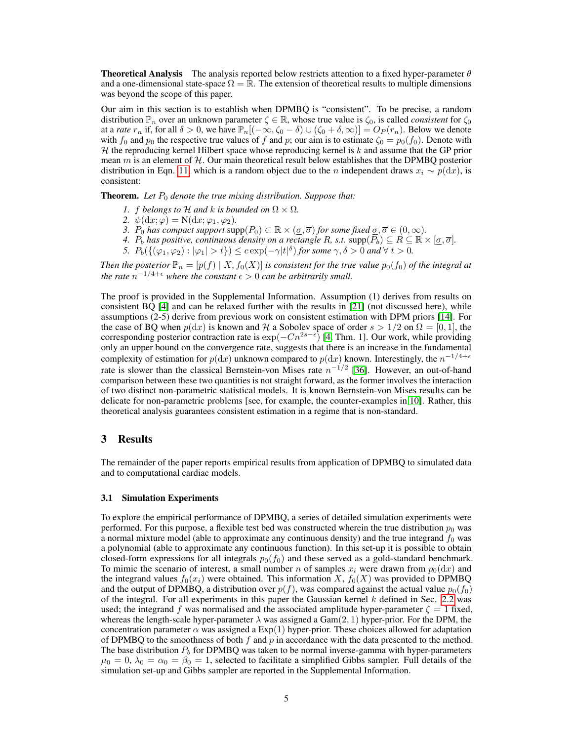**Theoretical Analysis** The analysis reported below restricts attention to a fixed hyper-parameter $\theta$ and a one-dimensional state-space $\Omega = \mathbb{R}$. The extension of theoretical results to multiple dimensions was beyond the scope of this paper.

Our aim in this section is to establish when DPMBQ is "consistent". To be precise, a random distribution $\mathbb{P}_n$ over an unknown parameter $\zeta \in \mathbb{R}$, whose true value is $\zeta_0$, is called *consistent* for $\zeta_0$ at a *rate* $r_n$ if, for all $\delta > 0$, we have $\mathbb{P}_n[(-\infty, \zeta_0 - \delta) \cup (\zeta_0 + \delta, \infty)] = O_P(r_n)$. Below we denote with $f_0$ and $p_0$ the respective true values of $f$ and $p$; our aim is to estimate $\zeta_0 = p_0(f_0)$. Denote with $\mathcal{H}$ the reproducing kernel Hilbert space whose reproducing kernel is $k$ and assume that the GP prior mean $m$ is an element of $\mathcal{H}$. Our main theoretical result below establishes that the DPMBQ posterior distribution in Eqn. 11, which is a random object due to the $n$ independent draws $x_i \sim p(\mathrm{d}x)$, is consistent:

**Theorem.** *Let $P_0$ denote the true mixing distribution. Suppose that:*

1. *$f$ belongs to $\mathcal{H}$ and $k$ is bounded on $\Omega \times \Omega$.*
2. *$\psi(\mathrm{d}x; \varphi) = \mathrm{N}(\mathrm{d}x; \varphi_1, \varphi_2)$.*
3. *$P_0$ has compact support $\mathrm{supp}(P_0) \subset \mathbb{R} \times (\underline{\sigma}, \overline{\sigma})$ for some fixed $\underline{\sigma}, \overline{\sigma} \in (0, \infty)$.*
4. *$P_b$ has positive, continuous density on a rectangle $R$, s.t. $\mathrm{supp}(P_b) \subseteq R \subseteq \mathbb{R} \times [\underline{\sigma}, \overline{\sigma}]$.*
5. *$P_b(\{(\varphi_1, \varphi_2) : |\varphi_1| > t\}) \leq c \exp(-\gamma |t|^\delta)$ for some $\gamma, \delta > 0$ and $\forall\ t > 0$.*

*Then the posterior $\mathbb{P}_n = [p(f) \mid X, f_0(X)]$ is consistent for the true value $p_0(f_0)$ of the integral at the rate $n^{-1/4+\epsilon}$ where the constant $\epsilon > 0$ can be arbitrarily small.*

The proof is provided in the Supplemental Information. Assumption (1) derives from results on consistent BQ [4] and can be relaxed further with the results in [21] (not discussed here), while assumptions (2-5) derive from previous work on consistent estimation with DPM priors [14]. For the case of BQ when $p(\mathrm{d}x)$ is known and $\mathcal{H}$ a Sobolev space of order $s > 1/2$ on $\Omega = [0, 1]$, the corresponding posterior contraction rate is $\exp(-Cn^{2s-\epsilon})$ [4, Thm. 1]. Our work, while providing only an upper bound on the convergence rate, suggests that there is an increase in the fundamental complexity of estimation for $p(\mathrm{d}x)$ unknown compared to $p(\mathrm{d}x)$ known. Interestingly, the $n^{-1/4+\epsilon}$ rate is slower than the classical Bernstein-von Mises rate $n^{-1/2}$ [36]. However, an out-of-hand comparison between these two quantities is not straight forward, as the former involves the interaction of two distinct non-parametric statistical models. It is known Bernstein-von Mises results can be delicate for non-parametric problems [see, for example, the counter-examples in [10]. Rather, this theoretical analysis guarantees consistent estimation in a regime that is non-standard.

# 3 Results

The remainder of the paper reports empirical results from application of DPMBQ to simulated data and to computational cardiac models.

## 3.1 Simulation Experiments

To explore the empirical performance of DPMBQ, a series of detailed simulation experiments were performed. For this purpose, a flexible test bed was constructed wherein the true distribution $p_0$ was a normal mixture model (able to approximate any continuous density) and the true integrand $f_0$ was a polynomial (able to approximate any continuous function). In this set-up it is possible to obtain closed-form expressions for all integrals $p_0(f_0)$ and these served as a gold-standard benchmark. To mimic the scenario of interest, a small number $n$ of samples $x_i$ were drawn from $p_0(\mathrm{d}x)$ and the integrand values $f_0(x_i)$ were obtained. This information $X$, $f_0(X)$ was provided to DPMBQ and the output of DPMBQ, a distribution over $p(f)$, was compared against the actual value $p_0(f_0)$ of the integral. For all experiments in this paper the Gaussian kernel $k$ defined in Sec. 2.2 was used; the integrand $f$ was normalised and the associated amplitude hyper-parameter $\zeta = 1$ fixed, whereas the length-scale hyper-parameter $\lambda$ was assigned a $\mathrm{Gam}(2, 1)$ hyper-prior. For the DPM, the concentration parameter $\alpha$ was assigned a $\mathrm{Exp}(1)$ hyper-prior. These choices allowed for adaptation of DPMBQ to the smoothness of both $f$ and $p$ in accordance with the data presented to the method. The base distribution $P_b$ for DPMBQ was taken to be normal inverse-gamma with hyper-parameters $\mu_0 = 0$, $\lambda_0 = \alpha_0 = \beta_0 = 1$, selected to facilitate a simplified Gibbs sampler. Full details of the simulation set-up and Gibbs sampler are reported in the Supplemental Information.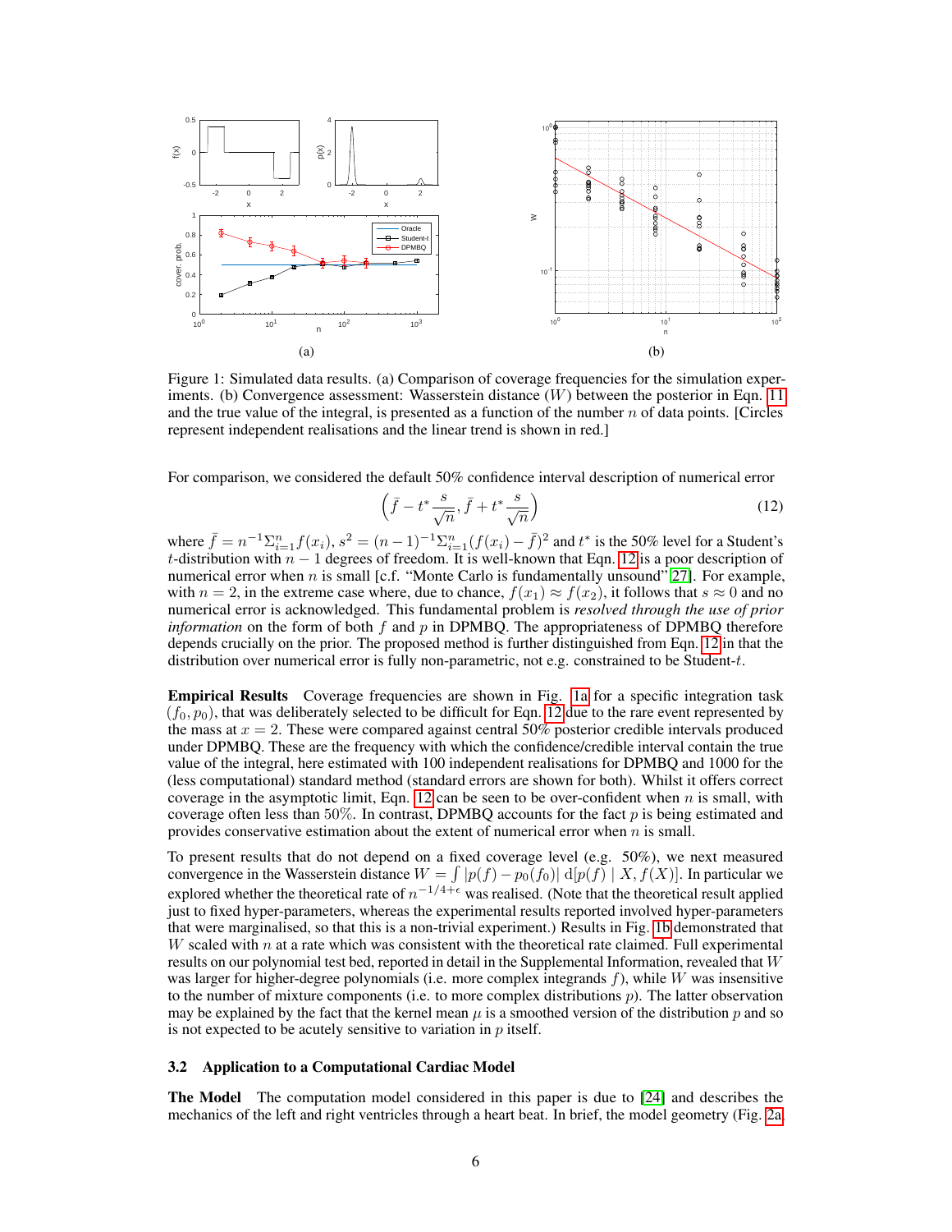Figure 1: Simulated data results. (a) Comparison of coverage frequencies for the simulation experiments. (b) Convergence assessment: Wasserstein distance ($W$) between the posterior in Eqn. 11 and the true value of the integral, is presented as a function of the number $n$ of data points. [Circles represent independent realisations and the linear trend is shown in red.]

For comparison, we considered the default 50% confidence interval description of numerical error

$$\left(\bar{f} - t^* \frac{s}{\sqrt{n}}, \bar{f} + t^* \frac{s}{\sqrt{n}}\right) \tag{12}$$

where $\bar{f} = n^{-1}\Sigma_{i=1}^{n} f(x_i)$, $s^2 = (n-1)^{-1}\Sigma_{i=1}^{n}(f(x_i) - \bar{f})^2$ and $t^*$ is the 50% level for a Student's $t$-distribution with $n-1$ degrees of freedom. It is well-known that Eqn. 12 is a poor description of numerical error when $n$ is small [c.f. "Monte Carlo is fundamentally unsound" [27]]. For example, with $n = 2$, in the extreme case where, due to chance, $f(x_1) \approx f(x_2)$, it follows that $s \approx 0$ and no numerical error is acknowledged. This fundamental problem is *resolved through the use of prior information* on the form of both $f$ and $p$ in DPMBQ. The appropriateness of DPMBQ therefore depends crucially on the prior. The proposed method is further distinguished from Eqn. 12 in that the distribution over numerical error is fully non-parametric, not e.g. constrained to be Student-$t$.

**Empirical Results** Coverage frequencies are shown in Fig. 1a for a specific integration task $(f_0, p_0)$, that was deliberately selected to be difficult for Eqn. 12 due to the rare event represented by the mass at $x = 2$. These were compared against central 50% posterior credible intervals produced under DPMBQ. These are the frequency with which the confidence/credible interval contain the true value of the integral, here estimated with 100 independent realisations for DPMBQ and 1000 for the (less computational) standard method (standard errors are shown for both). Whilst it offers correct coverage in the asymptotic limit, Eqn. 12 can be seen to be over-confident when $n$ is small, with coverage often less than 50%. In contrast, DPMBQ accounts for the fact $p$ is being estimated and provides conservative estimation about the extent of numerical error when $n$ is small.

To present results that do not depend on a fixed coverage level (e.g. 50%), we next measured convergence in the Wasserstein distance $W = \int |p(f) - p_0(f_0)| \, \mathrm{d}[p(f) \mid X, f(X)]$. In particular we explored whether the theoretical rate of $n^{-1/4+\epsilon}$ was realised. (Note that the theoretical result applied just to fixed hyper-parameters, whereas the experimental results reported involved hyper-parameters that were marginalised, so that this is a non-trivial experiment.) Results in Fig. 1b demonstrated that $W$ scaled with $n$ at a rate which was consistent with the theoretical rate claimed. Full experimental results on our polynomial test bed, reported in detail in the Supplemental Information, revealed that $W$ was larger for higher-degree polynomials (i.e. more complex integrands $f$), while $W$ was insensitive to the number of mixture components (i.e. to more complex distributions $p$). The latter observation may be explained by the fact that the kernel mean $\mu$ is a smoothed version of the distribution $p$ and so is not expected to be acutely sensitive to variation in $p$ itself.

### 3.2 Application to a Computational Cardiac Model

**The Model** The computation model considered in this paper is due to [24] and describes the mechanics of the left and right ventricles through a heart beat. In brief, the model geometry (Fig. 2a,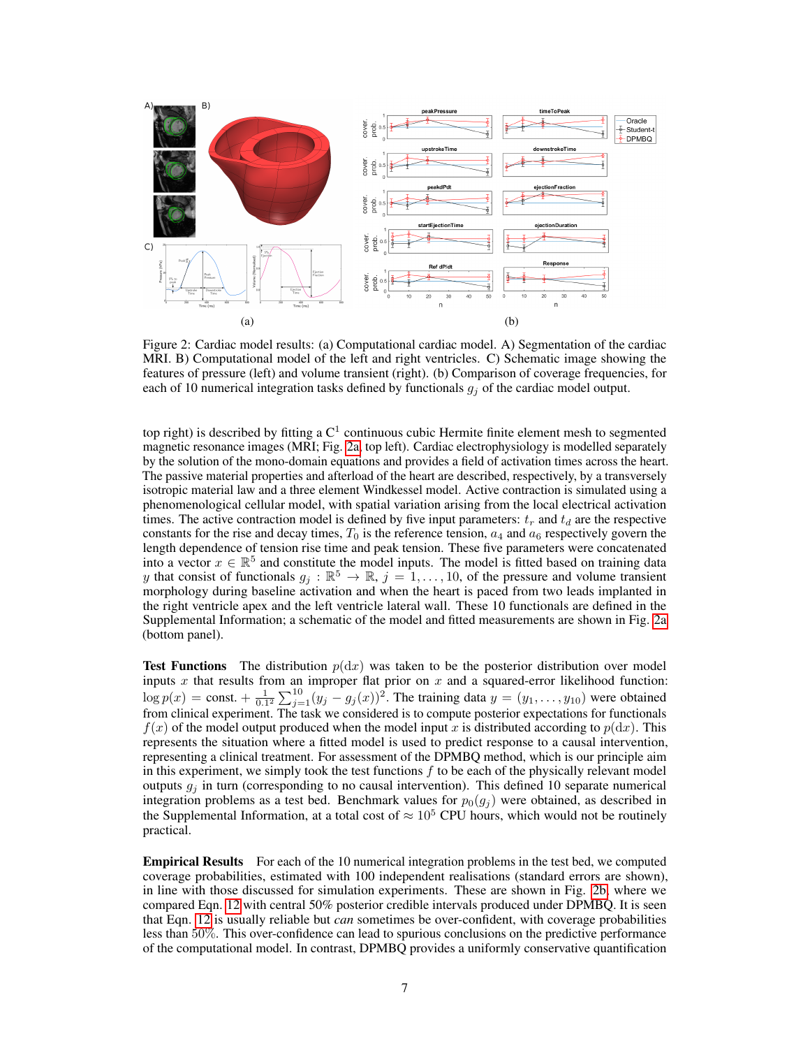Figure 2: Cardiac model results: (a) Computational cardiac model. A) Segmentation of the cardiac MRI. B) Computational model of the left and right ventricles. C) Schematic image showing the features of pressure (left) and volume transient (right). (b) Comparison of coverage frequencies, for each of 10 numerical integration tasks defined by functionals $g_j$ of the cardiac model output.

top right) is described by fitting a $C^1$ continuous cubic Hermite finite element mesh to segmented magnetic resonance images (MRI; Fig. 2a, top left). Cardiac electrophysiology is modelled separately by the solution of the mono-domain equations and provides a field of activation times across the heart. The passive material properties and afterload of the heart are described, respectively, by a transversely isotropic material law and a three element Windkessel model. Active contraction is simulated using a phenomenological cellular model, with spatial variation arising from the local electrical activation times. The active contraction model is defined by five input parameters: $t_r$ and $t_d$ are the respective constants for the rise and decay times, $T_0$ is the reference tension, $a_4$ and $a_6$ respectively govern the length dependence of tension rise time and peak tension. These five parameters were concatenated into a vector $x \in \mathbb{R}^5$ and constitute the model inputs. The model is fitted based on training data $y$ that consist of functionals $g_j : \mathbb{R}^5 \to \mathbb{R}$, $j = 1, \ldots, 10$, of the pressure and volume transient morphology during baseline activation and when the heart is paced from two leads implanted in the right ventricle apex and the left ventricle lateral wall. These 10 functionals are defined in the Supplemental Information; a schematic of the model and fitted measurements are shown in Fig. 2a (bottom panel).

**Test Functions** The distribution $p(\mathrm{d}x)$ was taken to be the posterior distribution over model inputs $x$ that results from an improper flat prior on $x$ and a squared-error likelihood function: $\log p(x) = \text{const.} + \frac{1}{0.1^2} \sum_{j=1}^{10} (y_j - g_j(x))^2$. The training data $y = (y_1, \ldots, y_{10})$ were obtained from clinical experiment. The task we considered is to compute posterior expectations for functionals $f(x)$ of the model output produced when the model input $x$ is distributed according to $p(\mathrm{d}x)$. This represents the situation where a fitted model is used to predict response to a causal intervention, representing a clinical treatment. For assessment of the DPMBQ method, which is our principle aim in this experiment, we simply took the test functions $f$ to be each of the physically relevant model outputs $g_j$ in turn (corresponding to no causal intervention). This defined 10 separate numerical integration problems as a test bed. Benchmark values for $p_0(g_j)$ were obtained, as described in the Supplemental Information, at a total cost of $\approx 10^5$ CPU hours, which would not be routinely practical.

**Empirical Results** For each of the 10 numerical integration problems in the test bed, we computed coverage probabilities, estimated with 100 independent realisations (standard errors are shown), in line with those discussed for simulation experiments. These are shown in Fig. 2b, where we compared Eqn. 12 with central 50% posterior credible intervals produced under DPMBQ. It is seen that Eqn. 12 is usually reliable but *can* sometimes be over-confident, with coverage probabilities less than 50%. This over-confidence can lead to spurious conclusions on the predictive performance of the computational model. In contrast, DPMBQ provides a uniformly conservative quantification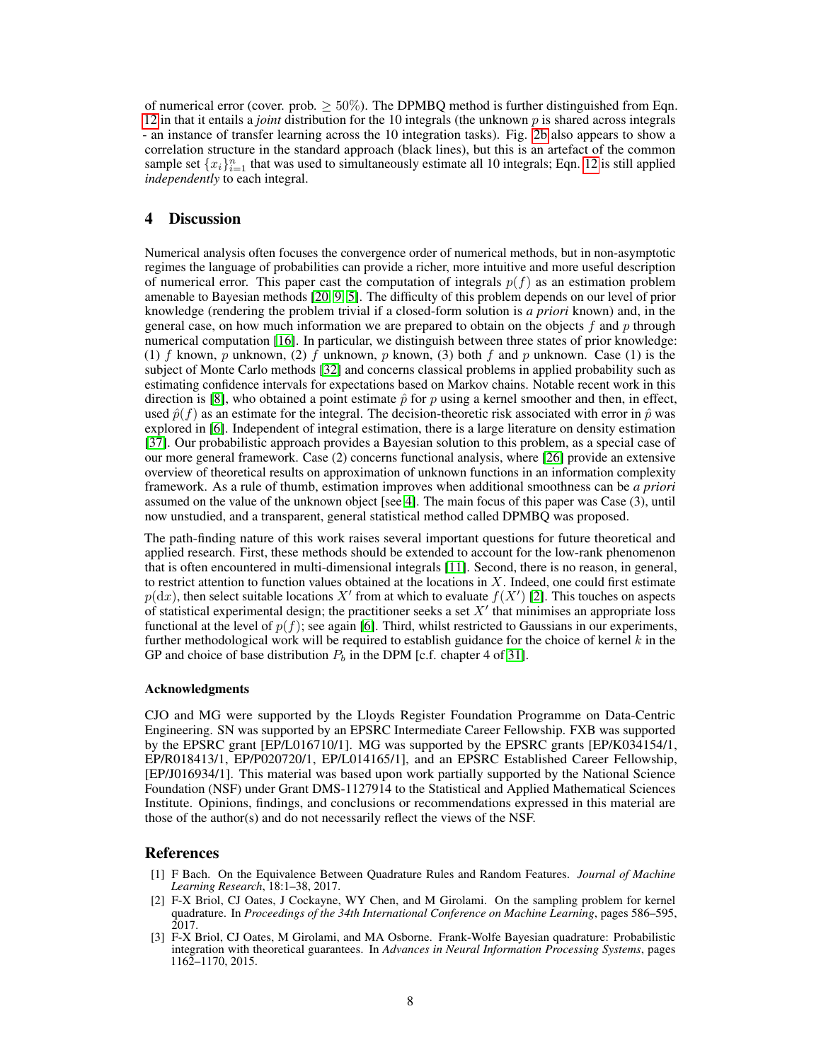of numerical error (cover. prob. $\geq 50\%$). The DPMBQ method is further distinguished from Eqn. 12 in that it entails a *joint* distribution for the 10 integrals (the unknown $p$ is shared across integrals - an instance of transfer learning across the 10 integration tasks). Fig. 2b also appears to show a correlation structure in the standard approach (black lines), but this is an artefact of the common sample set $\{x_i\}_{i=1}^n$ that was used to simultaneously estimate all 10 integrals; Eqn. 12 is still applied *independently* to each integral.

## 4 Discussion

Numerical analysis often focuses the convergence order of numerical methods, but in non-asymptotic regimes the language of probabilities can provide a richer, more intuitive and more useful description of numerical error. This paper cast the computation of integrals $p(f)$ as an estimation problem amenable to Bayesian methods [20, 9, 5]. The difficulty of this problem depends on our level of prior knowledge (rendering the problem trivial if a closed-form solution is *a priori* known) and, in the general case, on how much information we are prepared to obtain on the objects $f$ and $p$ through numerical computation [16]. In particular, we distinguish between three states of prior knowledge: (1) $f$ known, $p$ unknown, (2) $f$ unknown, $p$ known, (3) both $f$ and $p$ unknown. Case (1) is the subject of Monte Carlo methods [32] and concerns classical problems in applied probability such as estimating confidence intervals for expectations based on Markov chains. Notable recent work in this direction is [8], who obtained a point estimate $\hat{p}$ for $p$ using a kernel smoother and then, in effect, used $\hat{p}(f)$ as an estimate for the integral. The decision-theoretic risk associated with error in $\hat{p}$ was explored in [6]. Independent of integral estimation, there is a large literature on density estimation [37]. Our probabilistic approach provides a Bayesian solution to this problem, as a special case of our more general framework. Case (2) concerns functional analysis, where [26] provide an extensive overview of theoretical results on approximation of unknown functions in an information complexity framework. As a rule of thumb, estimation improves when additional smoothness can be *a priori* assumed on the value of the unknown object [see 4]. The main focus of this paper was Case (3), until now unstudied, and a transparent, general statistical method called DPMBQ was proposed.

The path-finding nature of this work raises several important questions for future theoretical and applied research. First, these methods should be extended to account for the low-rank phenomenon that is often encountered in multi-dimensional integrals [11]. Second, there is no reason, in general, to restrict attention to function values obtained at the locations in $X$. Indeed, one could first estimate $p(\mathrm{d}x)$, then select suitable locations $X'$ from at which to evaluate $f(X')$ [2]. This touches on aspects of statistical experimental design; the practitioner seeks a set $X'$ that minimises an appropriate loss functional at the level of $p(f)$; see again [6]. Third, whilst restricted to Gaussians in our experiments, further methodological work will be required to establish guidance for the choice of kernel $k$ in the GP and choice of base distribution $P_b$ in the DPM [c.f. chapter 4 of 31].

#### Acknowledgments

CJO and MG were supported by the Lloyds Register Foundation Programme on Data-Centric Engineering. SN was supported by an EPSRC Intermediate Career Fellowship. FXB was supported by the EPSRC grant [EP/L016710/1]. MG was supported by the EPSRC grants [EP/K034154/1, EP/R018413/1, EP/P020720/1, EP/L014165/1], and an EPSRC Established Career Fellowship, [EP/J016934/1]. This material was based upon work partially supported by the National Science Foundation (NSF) under Grant DMS-1127914 to the Statistical and Applied Mathematical Sciences Institute. Opinions, findings, and conclusions or recommendations expressed in this material are those of the author(s) and do not necessarily reflect the views of the NSF.

## References

[1] F Bach. On the Equivalence Between Quadrature Rules and Random Features. *Journal of Machine Learning Research*, 18:1–38, 2017.

[2] F-X Briol, CJ Oates, J Cockayne, WY Chen, and M Girolami. On the sampling problem for kernel quadrature. In *Proceedings of the 34th International Conference on Machine Learning*, pages 586–595, 2017.

[3] F-X Briol, CJ Oates, M Girolami, and MA Osborne. Frank-Wolfe Bayesian quadrature: Probabilistic integration with theoretical guarantees. In *Advances in Neural Information Processing Systems*, pages 1162–1170, 2015.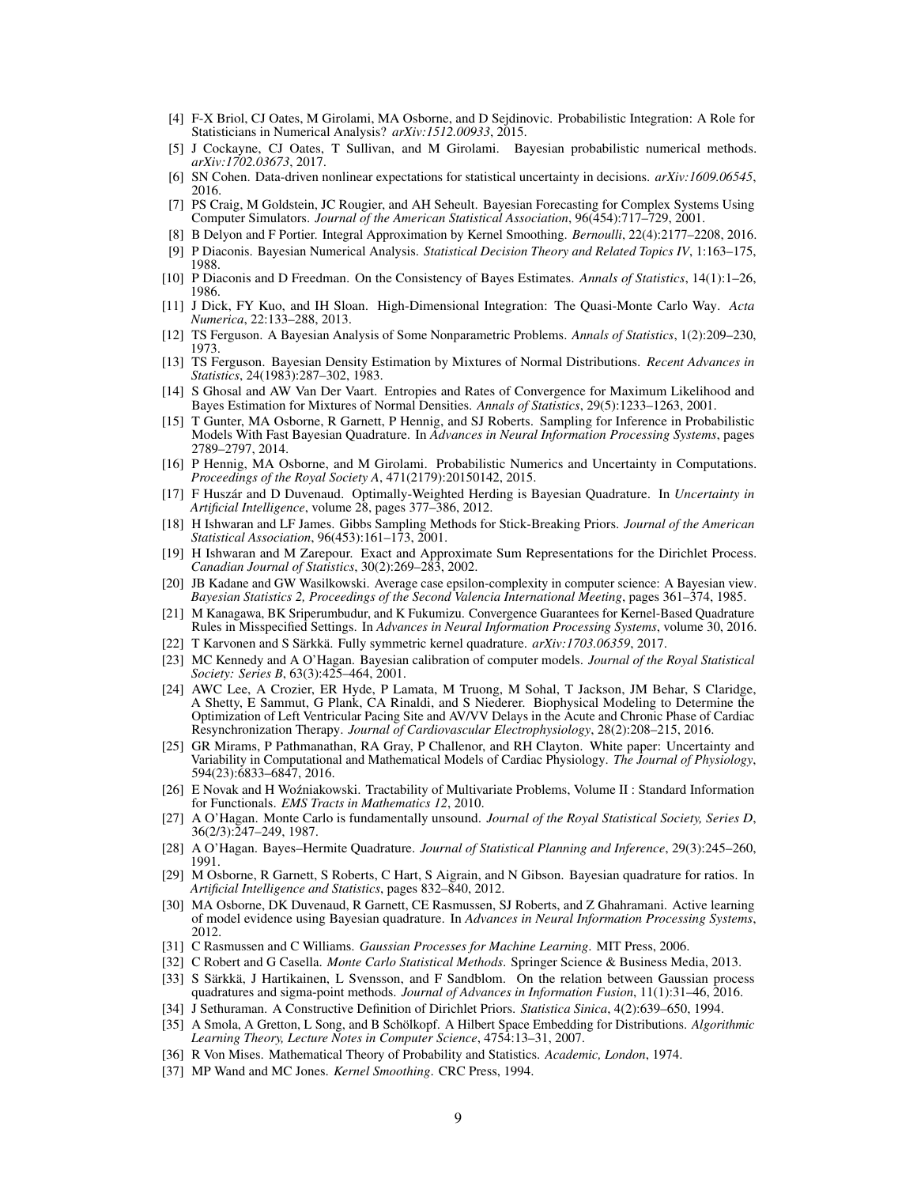[4] F-X Briol, CJ Oates, M Girolami, MA Osborne, and D Sejdinovic. Probabilistic Integration: A Role for Statisticians in Numerical Analysis? *arXiv:1512.00933*, 2015.

[5] J Cockayne, CJ Oates, T Sullivan, and M Girolami. Bayesian probabilistic numerical methods. *arXiv:1702.03673*, 2017.

[6] SN Cohen. Data-driven nonlinear expectations for statistical uncertainty in decisions. *arXiv:1609.06545*, 2016.

[7] PS Craig, M Goldstein, JC Rougier, and AH Seheult. Bayesian Forecasting for Complex Systems Using Computer Simulators. *Journal of the American Statistical Association*, 96(454):717–729, 2001.

[8] B Delyon and F Portier. Integral Approximation by Kernel Smoothing. *Bernoulli*, 22(4):2177–2208, 2016.

[9] P Diaconis. Bayesian Numerical Analysis. *Statistical Decision Theory and Related Topics IV*, 1:163–175, 1988.

[10] P Diaconis and D Freedman. On the Consistency of Bayes Estimates. *Annals of Statistics*, 14(1):1–26, 1986.

[11] J Dick, FY Kuo, and IH Sloan. High-Dimensional Integration: The Quasi-Monte Carlo Way. *Acta Numerica*, 22:133–288, 2013.

[12] TS Ferguson. A Bayesian Analysis of Some Nonparametric Problems. *Annals of Statistics*, 1(2):209–230, 1973.

[13] TS Ferguson. Bayesian Density Estimation by Mixtures of Normal Distributions. *Recent Advances in Statistics*, 24(1983):287–302, 1983.

[14] S Ghosal and AW Van Der Vaart. Entropies and Rates of Convergence for Maximum Likelihood and Bayes Estimation for Mixtures of Normal Densities. *Annals of Statistics*, 29(5):1233–1263, 2001.

[15] T Gunter, MA Osborne, R Garnett, P Hennig, and SJ Roberts. Sampling for Inference in Probabilistic Models With Fast Bayesian Quadrature. In *Advances in Neural Information Processing Systems*, pages 2789–2797, 2014.

[16] P Hennig, MA Osborne, and M Girolami. Probabilistic Numerics and Uncertainty in Computations. *Proceedings of the Royal Society A*, 471(2179):20150142, 2015.

[17] F Huszár and D Duvenaud. Optimally-Weighted Herding is Bayesian Quadrature. In *Uncertainty in Artificial Intelligence*, volume 28, pages 377–386, 2012.

[18] H Ishwaran and LF James. Gibbs Sampling Methods for Stick-Breaking Priors. *Journal of the American Statistical Association*, 96(453):161–173, 2001.

[19] H Ishwaran and M Zarepour. Exact and Approximate Sum Representations for the Dirichlet Process. *Canadian Journal of Statistics*, 30(2):269–283, 2002.

[20] JB Kadane and GW Wasilkowski. Average case epsilon-complexity in computer science: A Bayesian view. *Bayesian Statistics 2, Proceedings of the Second Valencia International Meeting*, pages 361–374, 1985.

[21] M Kanagawa, BK Sriperumbudur, and K Fukumizu. Convergence Guarantees for Kernel-Based Quadrature Rules in Misspecified Settings. In *Advances in Neural Information Processing Systems*, volume 30, 2016.

[22] T Karvonen and S Särkkä. Fully symmetric kernel quadrature. *arXiv:1703.06359*, 2017.

[23] MC Kennedy and A O'Hagan. Bayesian calibration of computer models. *Journal of the Royal Statistical Society: Series B*, 63(3):425–464, 2001.

[24] AWC Lee, A Crozier, ER Hyde, P Lamata, M Truong, M Sohal, T Jackson, JM Behar, S Claridge, A Shetty, E Sammut, G Plank, CA Rinaldi, and S Niederer. Biophysical Modeling to Determine the Optimization of Left Ventricular Pacing Site and AV/VV Delays in the Acute and Chronic Phase of Cardiac Resynchronization Therapy. *Journal of Cardiovascular Electrophysiology*, 28(2):208–215, 2016.

[25] GR Mirams, P Pathmanathan, RA Gray, P Challenor, and RH Clayton. White paper: Uncertainty and Variability in Computational and Mathematical Models of Cardiac Physiology. *The Journal of Physiology*, 594(23):6833–6847, 2016.

[26] E Novak and H Woźniakowski. Tractability of Multivariate Problems, Volume II : Standard Information for Functionals. *EMS Tracts in Mathematics 12*, 2010.

[27] A O'Hagan. Monte Carlo is fundamentally unsound. *Journal of the Royal Statistical Society, Series D*, 36(2/3):247–249, 1987.

[28] A O'Hagan. Bayes–Hermite Quadrature. *Journal of Statistical Planning and Inference*, 29(3):245–260, 1991.

[29] M Osborne, R Garnett, S Roberts, C Hart, S Aigrain, and N Gibson. Bayesian quadrature for ratios. In *Artificial Intelligence and Statistics*, pages 832–840, 2012.

[30] MA Osborne, DK Duvenaud, R Garnett, CE Rasmussen, SJ Roberts, and Z Ghahramani. Active learning of model evidence using Bayesian quadrature. In *Advances in Neural Information Processing Systems*, 2012.

[31] C Rasmussen and C Williams. *Gaussian Processes for Machine Learning*. MIT Press, 2006.

[32] C Robert and G Casella. *Monte Carlo Statistical Methods*. Springer Science & Business Media, 2013.

[33] S Särkkä, J Hartikainen, L Svensson, and F Sandblom. On the relation between Gaussian process quadratures and sigma-point methods. *Journal of Advances in Information Fusion*, 11(1):31–46, 2016.

[34] J Sethuraman. A Constructive Definition of Dirichlet Priors. *Statistica Sinica*, 4(2):639–650, 1994.

[35] A Smola, A Gretton, L Song, and B Schölkopf. A Hilbert Space Embedding for Distributions. *Algorithmic Learning Theory, Lecture Notes in Computer Science*, 4754:13–31, 2007.

[36] R Von Mises. Mathematical Theory of Probability and Statistics. *Academic, London*, 1974.

[37] MP Wand and MC Jones. *Kernel Smoothing*. CRC Press, 1994.